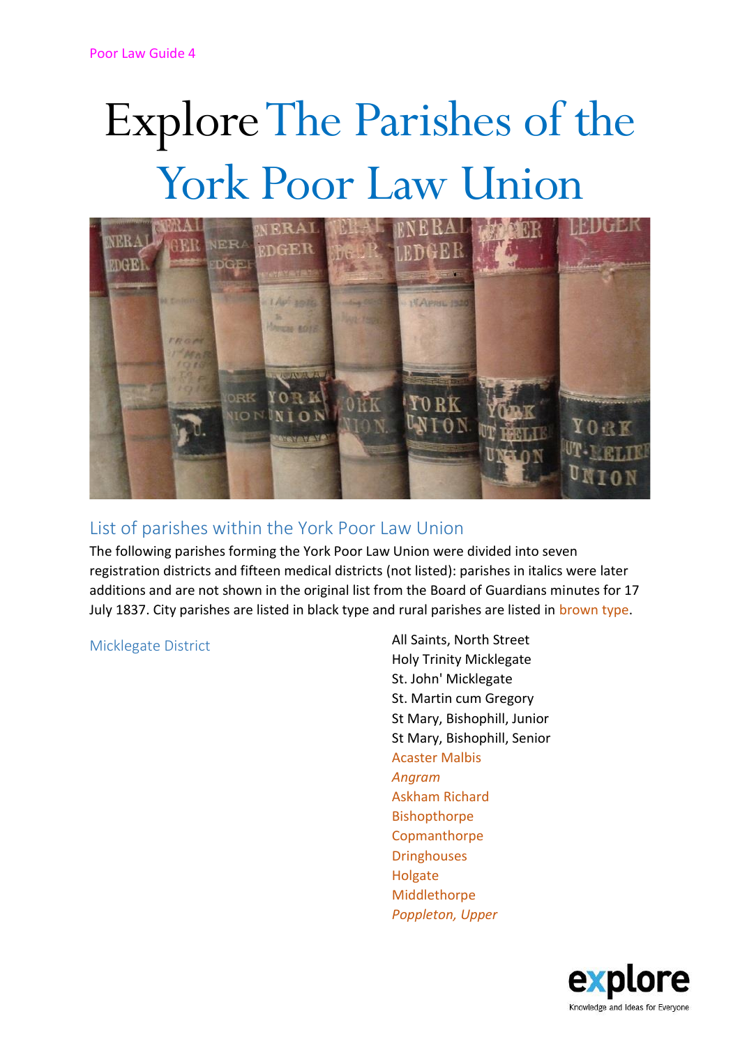Poor Law Guide 4

# Explore The Parishes of the York Poor Law Union

## List of parishes within the York Poor Law Union

The following parishes forming the York Poor Law Union were divided into seven registration districts and fifteen medical districts (not listed): parishes in italics were later additions and are not shown in the original list from the Board of Guardians minutes for 17 July 1837. City parishes are listed in black type and rural parishes are listed in brown type.

### Micklegate District

- All Saints, North Street
- Holy Trinity Micklegate
- St. John' Micklegate
- St. Martin cum Gregory
- St Mary, Bishophill, Junior
- St Mary, Bishophill, Senior
- Acaster Malbis
- *Angram*
- Askham Richard
- Bishopthorpe
- Copmanthorpe
- Dringhouses
- Holgate
- Middlethorpe
- *Poppleton, Upper*

explore
Knowledge and Ideas for Everyone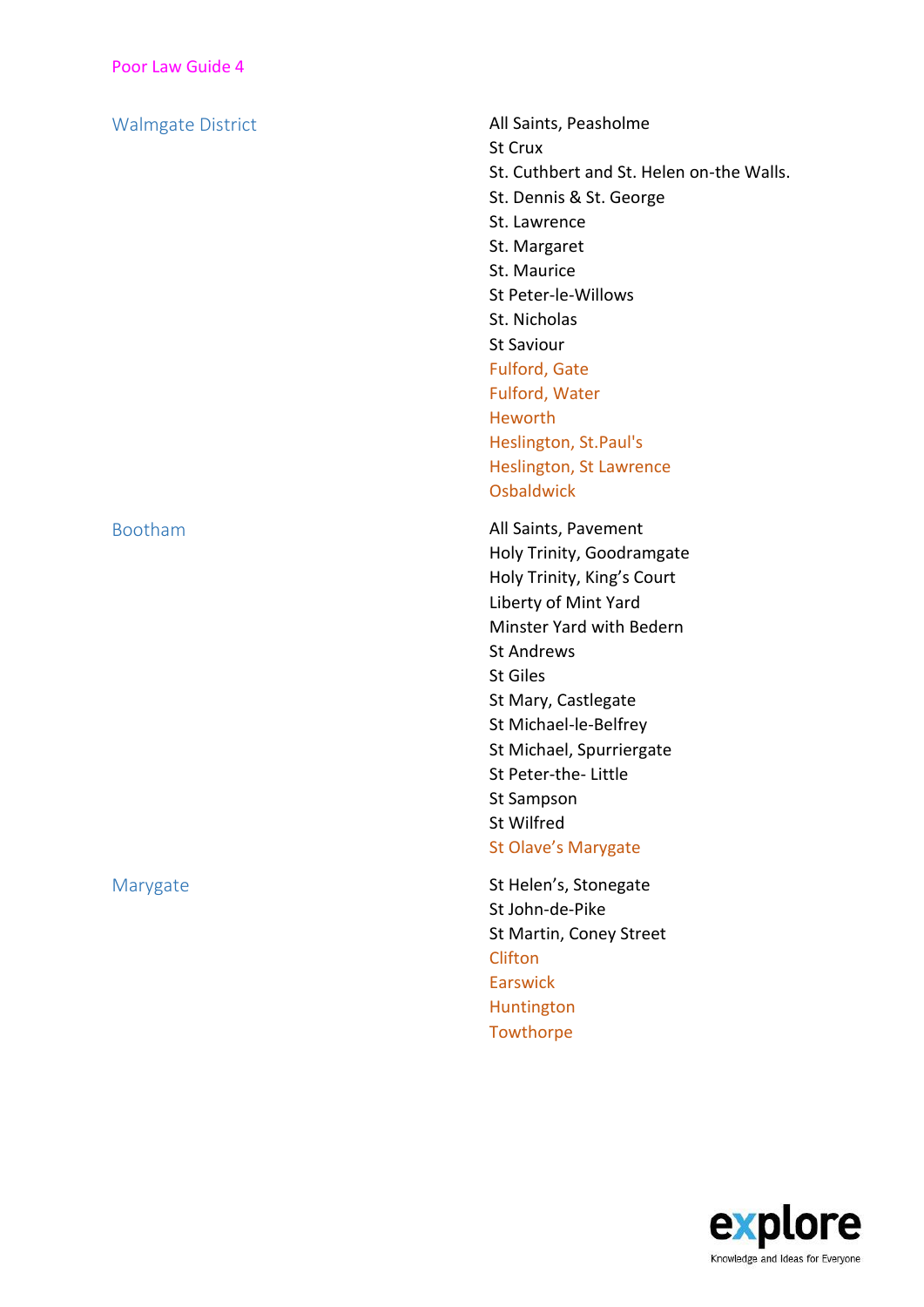Poor Law Guide 4

| District | Parishes |
| --- | --- |
| Walmgate District | All Saints, Peasholme |
| | St Crux |
| | St. Cuthbert and St. Helen on-the Walls. |
| | St. Dennis & St. George |
| | St. Lawrence |
| | St. Margaret |
| | St. Maurice |
| | St Peter-le-Willows |
| | St. Nicholas |
| | St Saviour |
| | Fulford, Gate |
| | Fulford, Water |
| | Heworth |
| | Heslington, St.Paul's |
| | Heslington, St Lawrence |
| | Osbaldwick |
| Bootham | All Saints, Pavement |
| | Holy Trinity, Goodramgate |
| | Holy Trinity, King's Court |
| | Liberty of Mint Yard |
| | Minster Yard with Bedern |
| | St Andrews |
| | St Giles |
| | St Mary, Castlegate |
| | St Michael-le-Belfrey |
| | St Michael, Spurriergate |
| | St Peter-the- Little |
| | St Sampson |
| | St Wilfred |
| | St Olave's Marygate |
| Marygate | St Helen's, Stonegate |
| | St John-de-Pike |
| | St Martin, Coney Street |
| | Clifton |
| | Earswick |
| | Huntington |
| | Towthorpe |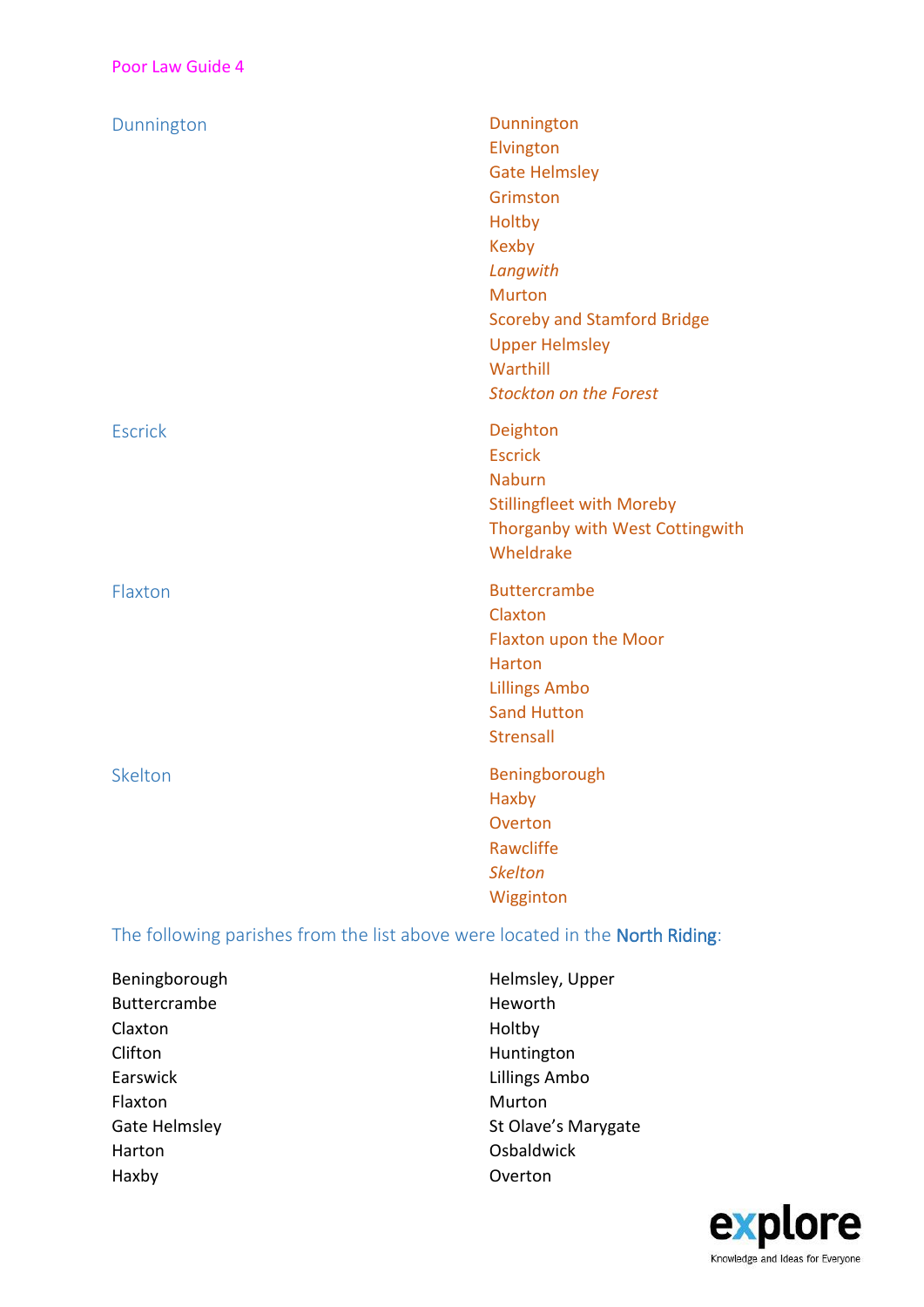| | |
|---|---|
| Dunnington | Dunnington<br>Elvington<br>Gate Helmsley<br>Grimston<br>Holtby<br>Kexby<br>*Langwith*<br>Murton<br>Scoreby and Stamford Bridge<br>Upper Helmsley<br>Warthill<br>*Stockton on the Forest* |
| Escrick | Deighton<br>Escrick<br>Naburn<br>Stillingfleet with Moreby<br>Thorganby with West Cottingwith<br>Wheldrake |
| Flaxton | Buttercrambe<br>Claxton<br>Flaxton upon the Moor<br>Harton<br>Lillings Ambo<br>Sand Hutton<br>Strensall |
| Skelton | Beningborough<br>Haxby<br>Overton<br>Rawcliffe<br>*Skelton*<br>Wigginton |

The following parishes from the list above were located in the North Riding:

Beningborough
Buttercrambe
Claxton
Clifton
Earswick
Flaxton
Gate Helmsley
Harton
Haxby
Helmsley, Upper
Heworth
Holtby
Huntington
Lillings Ambo
Murton
St Olave's Marygate
Osbaldwick
Overton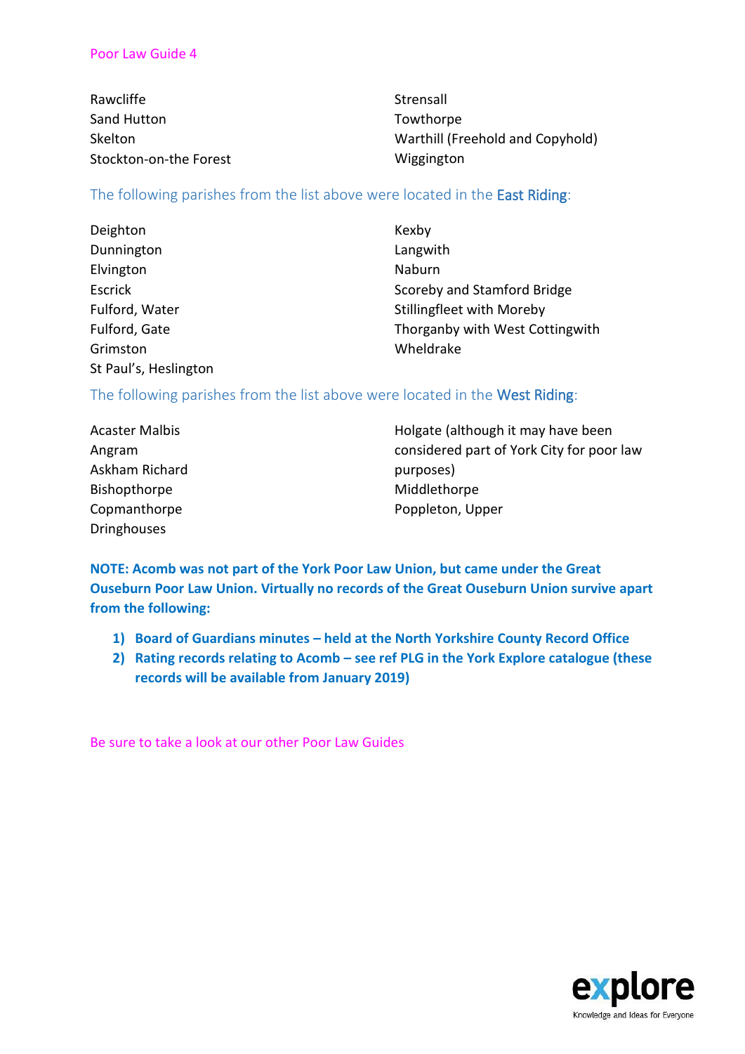Rawcliffe
Sand Hutton
Skelton
Stockton-on-the Forest
Strensall
Towthorpe
Warthill (Freehold and Copyhold)
Wiggington

The following parishes from the list above were located in the **East Riding**:

Deighton
Dunnington
Elvington
Escrick
Fulford, Water
Fulford, Gate
Grimston
St Paul's, Heslington
Kexby
Langwith
Naburn
Scoreby and Stamford Bridge
Stillingfleet with Moreby
Thorganby with West Cottingwith
Wheldrake

The following parishes from the list above were located in the **West Riding**:

Acaster Malbis
Angram
Askham Richard
Bishopthorpe
Copmanthorpe
Dringhouses
Holgate (although it may have been considered part of York City for poor law purposes)
Middlethorpe
Poppleton, Upper

**NOTE: Acomb was not part of the York Poor Law Union, but came under the Great Ouseburn Poor Law Union. Virtually no records of the Great Ouseburn Union survive apart from the following:**

1) **Board of Guardians minutes – held at the North Yorkshire County Record Office**
2) **Rating records relating to Acomb – see ref PLG in the York Explore catalogue (these records will be available from January 2019)**

Be sure to take a look at our other Poor Law Guides

explore
Knowledge and Ideas for Everyone